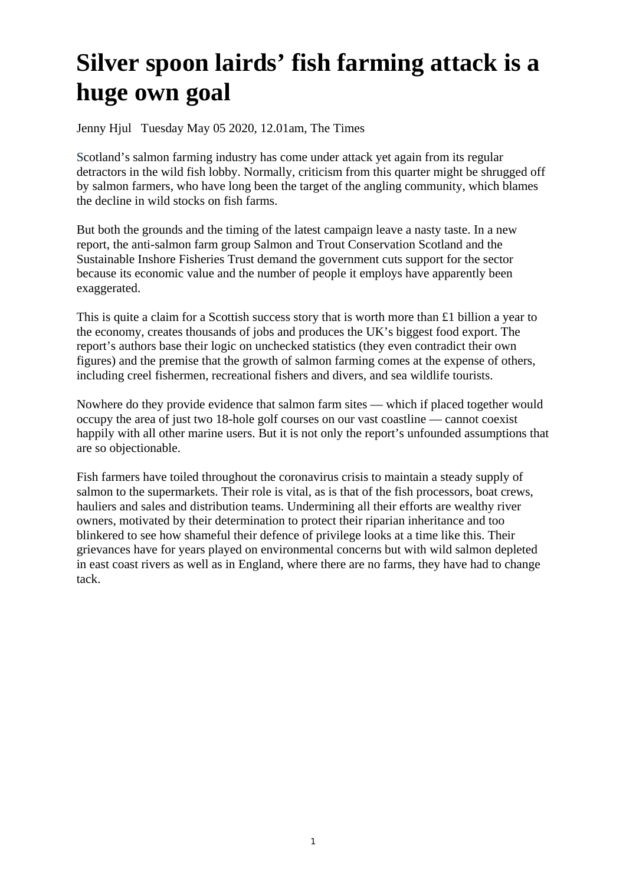# Silver spoon lairds' fish farming attack is a huge own goal

Jenny Hjul   Tuesday May 05 2020, 12.01am, The Times

Scotland's salmon farming industry has come under attack yet again from its regular detractors in the wild fish lobby. Normally, criticism from this quarter might be shrugged off by salmon farmers, who have long been the target of the angling community, which blames the decline in wild stocks on fish farms.

But both the grounds and the timing of the latest campaign leave a nasty taste. In a new report, the anti-salmon farm group Salmon and Trout Conservation Scotland and the Sustainable Inshore Fisheries Trust demand the government cuts support for the sector because its economic value and the number of people it employs have apparently been exaggerated.

This is quite a claim for a Scottish success story that is worth more than £1 billion a year to the economy, creates thousands of jobs and produces the UK's biggest food export. The report's authors base their logic on unchecked statistics (they even contradict their own figures) and the premise that the growth of salmon farming comes at the expense of others, including creel fishermen, recreational fishers and divers, and sea wildlife tourists.

Nowhere do they provide evidence that salmon farm sites — which if placed together would occupy the area of just two 18-hole golf courses on our vast coastline — cannot coexist happily with all other marine users. But it is not only the report's unfounded assumptions that are so objectionable.

Fish farmers have toiled throughout the coronavirus crisis to maintain a steady supply of salmon to the supermarkets. Their role is vital, as is that of the fish processors, boat crews, hauliers and sales and distribution teams. Undermining all their efforts are wealthy river owners, motivated by their determination to protect their riparian inheritance and too blinkered to see how shameful their defence of privilege looks at a time like this. Their grievances have for years played on environmental concerns but with wild salmon depleted in east coast rivers as well as in England, where there are no farms, they have had to change tack.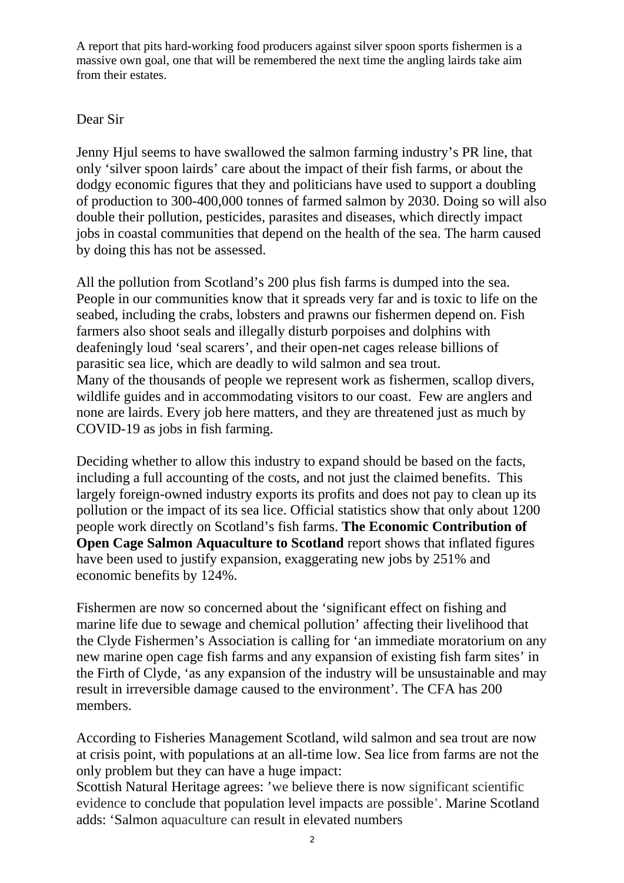A report that pits hard-working food producers against silver spoon sports fishermen is a massive own goal, one that will be remembered the next time the angling lairds take aim from their estates.

Dear Sir

Jenny Hjul seems to have swallowed the salmon farming industry's PR line, that only 'silver spoon lairds' care about the impact of their fish farms, or about the dodgy economic figures that they and politicians have used to support a doubling of production to 300-400,000 tonnes of farmed salmon by 2030. Doing so will also double their pollution, pesticides, parasites and diseases, which directly impact jobs in coastal communities that depend on the health of the sea. The harm caused by doing this has not be assessed.

All the pollution from Scotland's 200 plus fish farms is dumped into the sea. People in our communities know that it spreads very far and is toxic to life on the seabed, including the crabs, lobsters and prawns our fishermen depend on. Fish farmers also shoot seals and illegally disturb porpoises and dolphins with deafeningly loud 'seal scarers', and their open-net cages release billions of parasitic sea lice, which are deadly to wild salmon and sea trout.
Many of the thousands of people we represent work as fishermen, scallop divers, wildlife guides and in accommodating visitors to our coast. Few are anglers and none are lairds. Every job here matters, and they are threatened just as much by COVID-19 as jobs in fish farming.

Deciding whether to allow this industry to expand should be based on the facts, including a full accounting of the costs, and not just the claimed benefits. This largely foreign-owned industry exports its profits and does not pay to clean up its pollution or the impact of its sea lice. Official statistics show that only about 1200 people work directly on Scotland's fish farms. **The Economic Contribution of Open Cage Salmon Aquaculture to Scotland** report shows that inflated figures have been used to justify expansion, exaggerating new jobs by 251% and economic benefits by 124%.

Fishermen are now so concerned about the 'significant effect on fishing and marine life due to sewage and chemical pollution' affecting their livelihood that the Clyde Fishermen's Association is calling for 'an immediate moratorium on any new marine open cage fish farms and any expansion of existing fish farm sites' in the Firth of Clyde, 'as any expansion of the industry will be unsustainable and may result in irreversible damage caused to the environment'. The CFA has 200 members.

According to Fisheries Management Scotland, wild salmon and sea trout are now at crisis point, with populations at an all-time low. Sea lice from farms are not the only problem but they can have a huge impact:
Scottish Natural Heritage agrees: 'we believe there is now significant scientific evidence to conclude that population level impacts are possible'. Marine Scotland adds: 'Salmon aquaculture can result in elevated numbers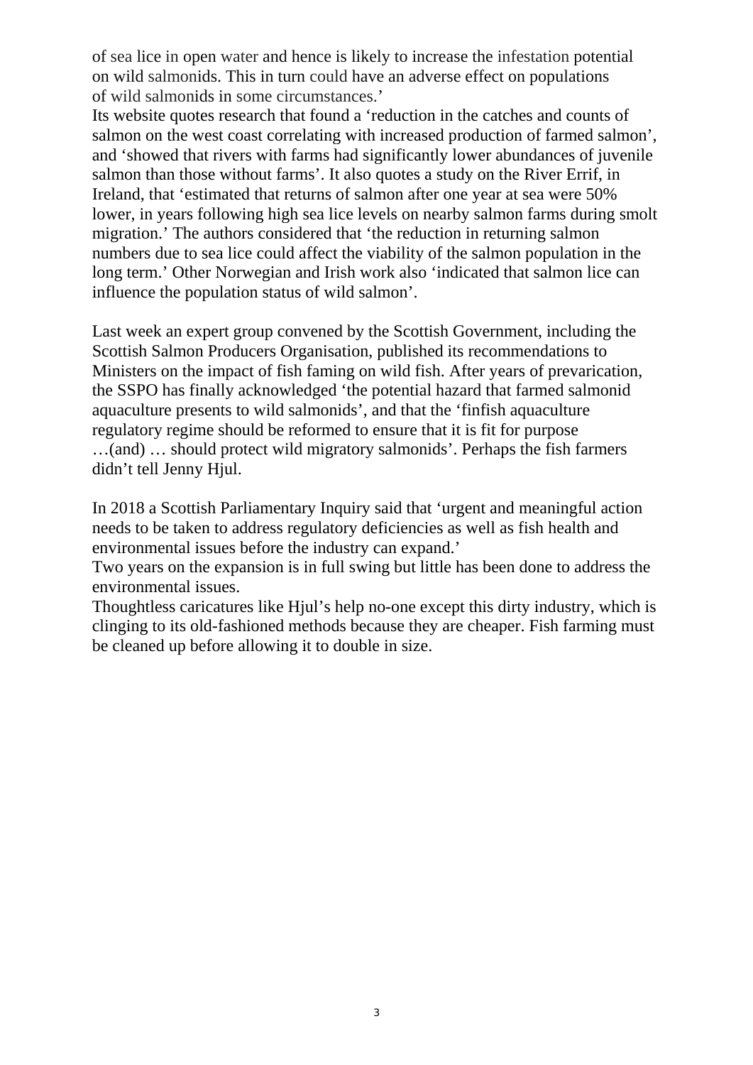of sea lice in open water and hence is likely to increase the infestation potential on wild salmonids. This in turn could have an adverse effect on populations of wild salmonids in some circumstances.'

Its website quotes research that found a 'reduction in the catches and counts of salmon on the west coast correlating with increased production of farmed salmon', and 'showed that rivers with farms had significantly lower abundances of juvenile salmon than those without farms'. It also quotes a study on the River Errif, in Ireland, that 'estimated that returns of salmon after one year at sea were 50% lower, in years following high sea lice levels on nearby salmon farms during smolt migration.' The authors considered that 'the reduction in returning salmon numbers due to sea lice could affect the viability of the salmon population in the long term.' Other Norwegian and Irish work also 'indicated that salmon lice can influence the population status of wild salmon'.

Last week an expert group convened by the Scottish Government, including the Scottish Salmon Producers Organisation, published its recommendations to Ministers on the impact of fish faming on wild fish. After years of prevarication, the SSPO has finally acknowledged 'the potential hazard that farmed salmonid aquaculture presents to wild salmonids', and that the 'finfish aquaculture regulatory regime should be reformed to ensure that it is fit for purpose …(and) … should protect wild migratory salmonids'. Perhaps the fish farmers didn't tell Jenny Hjul.

In 2018 a Scottish Parliamentary Inquiry said that 'urgent and meaningful action needs to be taken to address regulatory deficiencies as well as fish health and environmental issues before the industry can expand.'

Two years on the expansion is in full swing but little has been done to address the environmental issues.

Thoughtless caricatures like Hjul's help no-one except this dirty industry, which is clinging to its old-fashioned methods because they are cheaper. Fish farming must be cleaned up before allowing it to double in size.